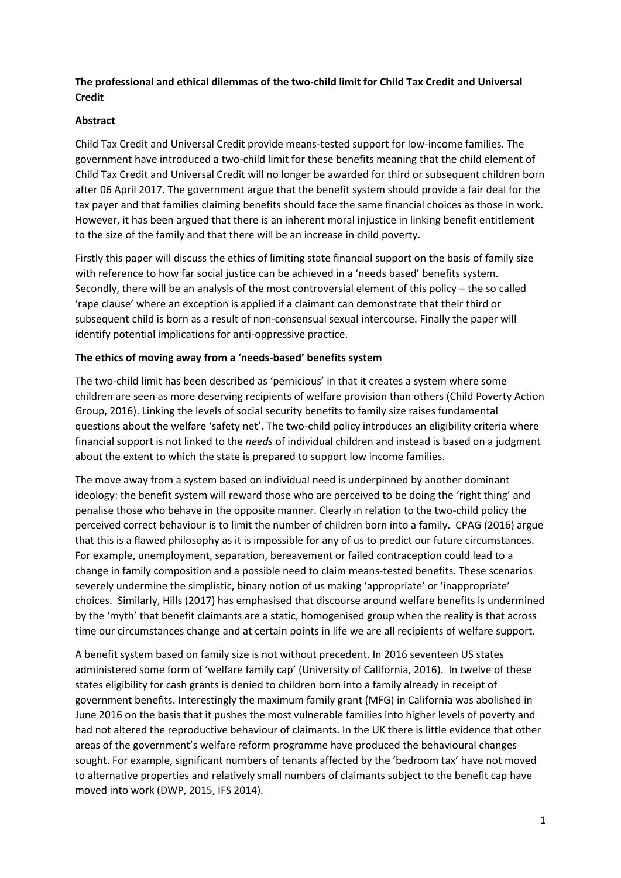# The professional and ethical dilemmas of the two-child limit for Child Tax Credit and Universal Credit

## Abstract

Child Tax Credit and Universal Credit provide means-tested support for low-income families. The government have introduced a two-child limit for these benefits meaning that the child element of Child Tax Credit and Universal Credit will no longer be awarded for third or subsequent children born after 06 April 2017. The government argue that the benefit system should provide a fair deal for the tax payer and that families claiming benefits should face the same financial choices as those in work. However, it has been argued that there is an inherent moral injustice in linking benefit entitlement to the size of the family and that there will be an increase in child poverty.

Firstly this paper will discuss the ethics of limiting state financial support on the basis of family size with reference to how far social justice can be achieved in a 'needs based' benefits system. Secondly, there will be an analysis of the most controversial element of this policy – the so called 'rape clause' where an exception is applied if a claimant can demonstrate that their third or subsequent child is born as a result of non-consensual sexual intercourse. Finally the paper will identify potential implications for anti-oppressive practice.

## The ethics of moving away from a 'needs-based' benefits system

The two-child limit has been described as 'pernicious' in that it creates a system where some children are seen as more deserving recipients of welfare provision than others (Child Poverty Action Group, 2016). Linking the levels of social security benefits to family size raises fundamental questions about the welfare 'safety net'. The two-child policy introduces an eligibility criteria where financial support is not linked to the *needs* of individual children and instead is based on a judgment about the extent to which the state is prepared to support low income families.

The move away from a system based on individual need is underpinned by another dominant ideology: the benefit system will reward those who are perceived to be doing the 'right thing' and penalise those who behave in the opposite manner. Clearly in relation to the two-child policy the perceived correct behaviour is to limit the number of children born into a family. CPAG (2016) argue that this is a flawed philosophy as it is impossible for any of us to predict our future circumstances. For example, unemployment, separation, bereavement or failed contraception could lead to a change in family composition and a possible need to claim means-tested benefits. These scenarios severely undermine the simplistic, binary notion of us making 'appropriate' or 'inappropriate' choices. Similarly, Hills (2017) has emphasised that discourse around welfare benefits is undermined by the 'myth' that benefit claimants are a static, homogenised group when the reality is that across time our circumstances change and at certain points in life we are all recipients of welfare support.

A benefit system based on family size is not without precedent. In 2016 seventeen US states administered some form of 'welfare family cap' (University of California, 2016). In twelve of these states eligibility for cash grants is denied to children born into a family already in receipt of government benefits. Interestingly the maximum family grant (MFG) in California was abolished in June 2016 on the basis that it pushes the most vulnerable families into higher levels of poverty and had not altered the reproductive behaviour of claimants. In the UK there is little evidence that other areas of the government's welfare reform programme have produced the behavioural changes sought. For example, significant numbers of tenants affected by the 'bedroom tax' have not moved to alternative properties and relatively small numbers of claimants subject to the benefit cap have moved into work (DWP, 2015, IFS 2014).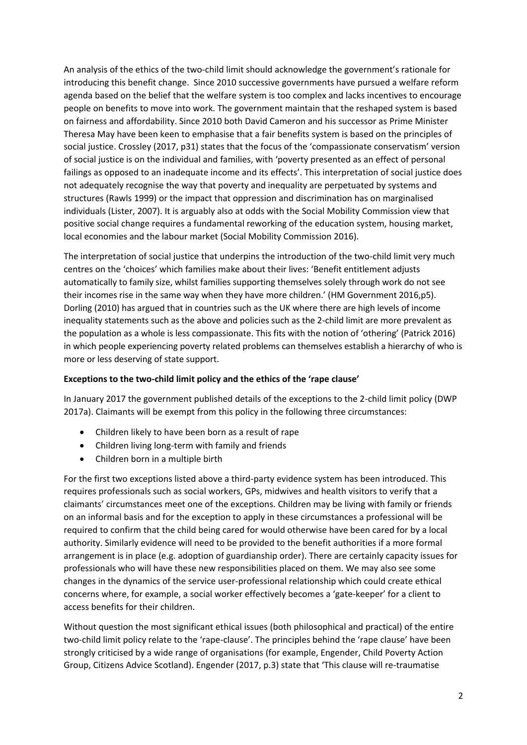An analysis of the ethics of the two-child limit should acknowledge the government's rationale for introducing this benefit change. Since 2010 successive governments have pursued a welfare reform agenda based on the belief that the welfare system is too complex and lacks incentives to encourage people on benefits to move into work. The government maintain that the reshaped system is based on fairness and affordability. Since 2010 both David Cameron and his successor as Prime Minister Theresa May have been keen to emphasise that a fair benefits system is based on the principles of social justice. Crossley (2017, p31) states that the focus of the 'compassionate conservatism' version of social justice is on the individual and families, with 'poverty presented as an effect of personal failings as opposed to an inadequate income and its effects'. This interpretation of social justice does not adequately recognise the way that poverty and inequality are perpetuated by systems and structures (Rawls 1999) or the impact that oppression and discrimination has on marginalised individuals (Lister, 2007). It is arguably also at odds with the Social Mobility Commission view that positive social change requires a fundamental reworking of the education system, housing market, local economies and the labour market (Social Mobility Commission 2016).

The interpretation of social justice that underpins the introduction of the two-child limit very much centres on the 'choices' which families make about their lives: 'Benefit entitlement adjusts automatically to family size, whilst families supporting themselves solely through work do not see their incomes rise in the same way when they have more children.' (HM Government 2016,p5). Dorling (2010) has argued that in countries such as the UK where there are high levels of income inequality statements such as the above and policies such as the 2-child limit are more prevalent as the population as a whole is less compassionate. This fits with the notion of 'othering' (Patrick 2016) in which people experiencing poverty related problems can themselves establish a hierarchy of who is more or less deserving of state support.

**Exceptions to the two-child limit policy and the ethics of the 'rape clause'**

In January 2017 the government published details of the exceptions to the 2-child limit policy (DWP 2017a). Claimants will be exempt from this policy in the following three circumstances:

- Children likely to have been born as a result of rape
- Children living long-term with family and friends
- Children born in a multiple birth

For the first two exceptions listed above a third-party evidence system has been introduced. This requires professionals such as social workers, GPs, midwives and health visitors to verify that a claimants' circumstances meet one of the exceptions. Children may be living with family or friends on an informal basis and for the exception to apply in these circumstances a professional will be required to confirm that the child being cared for would otherwise have been cared for by a local authority. Similarly evidence will need to be provided to the benefit authorities if a more formal arrangement is in place (e.g. adoption of guardianship order). There are certainly capacity issues for professionals who will have these new responsibilities placed on them. We may also see some changes in the dynamics of the service user-professional relationship which could create ethical concerns where, for example, a social worker effectively becomes a 'gate-keeper' for a client to access benefits for their children.

Without question the most significant ethical issues (both philosophical and practical) of the entire two-child limit policy relate to the 'rape-clause'. The principles behind the 'rape clause' have been strongly criticised by a wide range of organisations (for example, Engender, Child Poverty Action Group, Citizens Advice Scotland). Engender (2017, p.3) state that 'This clause will re-traumatise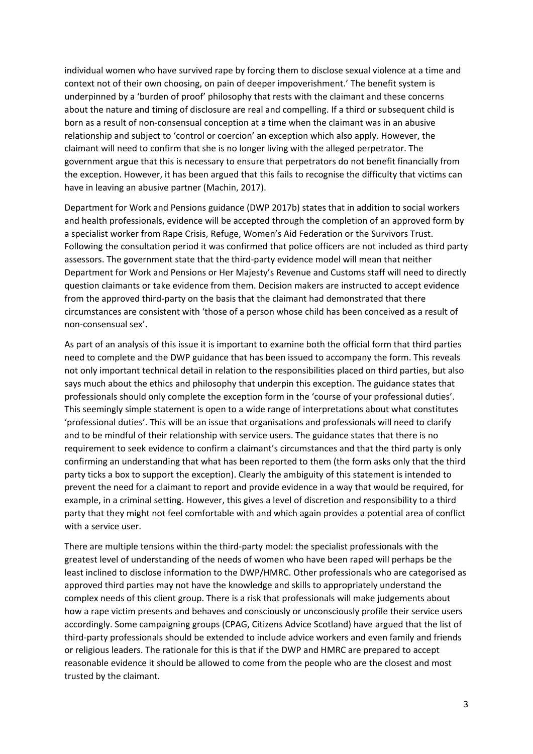individual women who have survived rape by forcing them to disclose sexual violence at a time and context not of their own choosing, on pain of deeper impoverishment.' The benefit system is underpinned by a 'burden of proof' philosophy that rests with the claimant and these concerns about the nature and timing of disclosure are real and compelling. If a third or subsequent child is born as a result of non-consensual conception at a time when the claimant was in an abusive relationship and subject to 'control or coercion' an exception which also apply. However, the claimant will need to confirm that she is no longer living with the alleged perpetrator. The government argue that this is necessary to ensure that perpetrators do not benefit financially from the exception. However, it has been argued that this fails to recognise the difficulty that victims can have in leaving an abusive partner (Machin, 2017).

Department for Work and Pensions guidance (DWP 2017b) states that in addition to social workers and health professionals, evidence will be accepted through the completion of an approved form by a specialist worker from Rape Crisis, Refuge, Women's Aid Federation or the Survivors Trust. Following the consultation period it was confirmed that police officers are not included as third party assessors. The government state that the third-party evidence model will mean that neither Department for Work and Pensions or Her Majesty's Revenue and Customs staff will need to directly question claimants or take evidence from them. Decision makers are instructed to accept evidence from the approved third-party on the basis that the claimant had demonstrated that there circumstances are consistent with 'those of a person whose child has been conceived as a result of non-consensual sex'.

As part of an analysis of this issue it is important to examine both the official form that third parties need to complete and the DWP guidance that has been issued to accompany the form. This reveals not only important technical detail in relation to the responsibilities placed on third parties, but also says much about the ethics and philosophy that underpin this exception. The guidance states that professionals should only complete the exception form in the 'course of your professional duties'. This seemingly simple statement is open to a wide range of interpretations about what constitutes 'professional duties'. This will be an issue that organisations and professionals will need to clarify and to be mindful of their relationship with service users. The guidance states that there is no requirement to seek evidence to confirm a claimant's circumstances and that the third party is only confirming an understanding that what has been reported to them (the form asks only that the third party ticks a box to support the exception). Clearly the ambiguity of this statement is intended to prevent the need for a claimant to report and provide evidence in a way that would be required, for example, in a criminal setting. However, this gives a level of discretion and responsibility to a third party that they might not feel comfortable with and which again provides a potential area of conflict with a service user.

There are multiple tensions within the third-party model: the specialist professionals with the greatest level of understanding of the needs of women who have been raped will perhaps be the least inclined to disclose information to the DWP/HMRC. Other professionals who are categorised as approved third parties may not have the knowledge and skills to appropriately understand the complex needs of this client group. There is a risk that professionals will make judgements about how a rape victim presents and behaves and consciously or unconsciously profile their service users accordingly. Some campaigning groups (CPAG, Citizens Advice Scotland) have argued that the list of third-party professionals should be extended to include advice workers and even family and friends or religious leaders. The rationale for this is that if the DWP and HMRC are prepared to accept reasonable evidence it should be allowed to come from the people who are the closest and most trusted by the claimant.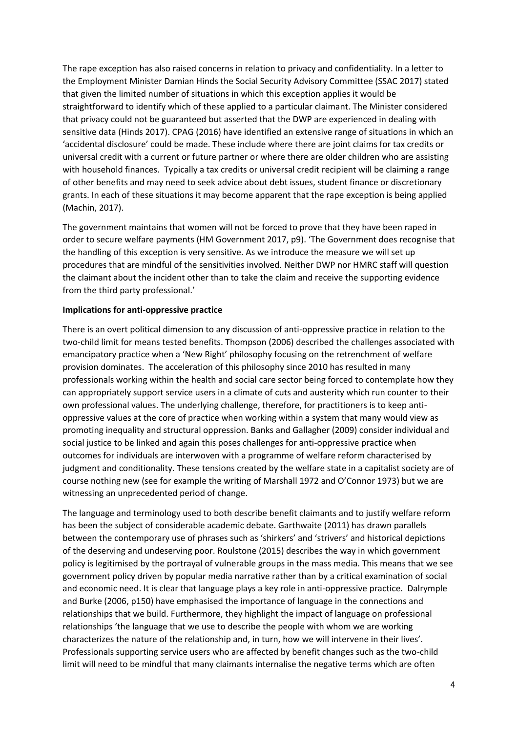The rape exception has also raised concerns in relation to privacy and confidentiality. In a letter to the Employment Minister Damian Hinds the Social Security Advisory Committee (SSAC 2017) stated that given the limited number of situations in which this exception applies it would be straightforward to identify which of these applied to a particular claimant. The Minister considered that privacy could not be guaranteed but asserted that the DWP are experienced in dealing with sensitive data (Hinds 2017). CPAG (2016) have identified an extensive range of situations in which an 'accidental disclosure' could be made. These include where there are joint claims for tax credits or universal credit with a current or future partner or where there are older children who are assisting with household finances. Typically a tax credits or universal credit recipient will be claiming a range of other benefits and may need to seek advice about debt issues, student finance or discretionary grants. In each of these situations it may become apparent that the rape exception is being applied (Machin, 2017).

The government maintains that women will not be forced to prove that they have been raped in order to secure welfare payments (HM Government 2017, p9). 'The Government does recognise that the handling of this exception is very sensitive. As we introduce the measure we will set up procedures that are mindful of the sensitivities involved. Neither DWP nor HMRC staff will question the claimant about the incident other than to take the claim and receive the supporting evidence from the third party professional.'

**Implications for anti-oppressive practice**

There is an overt political dimension to any discussion of anti-oppressive practice in relation to the two-child limit for means tested benefits. Thompson (2006) described the challenges associated with emancipatory practice when a 'New Right' philosophy focusing on the retrenchment of welfare provision dominates. The acceleration of this philosophy since 2010 has resulted in many professionals working within the health and social care sector being forced to contemplate how they can appropriately support service users in a climate of cuts and austerity which run counter to their own professional values. The underlying challenge, therefore, for practitioners is to keep anti-oppressive values at the core of practice when working within a system that many would view as promoting inequality and structural oppression. Banks and Gallagher (2009) consider individual and social justice to be linked and again this poses challenges for anti-oppressive practice when outcomes for individuals are interwoven with a programme of welfare reform characterised by judgment and conditionality. These tensions created by the welfare state in a capitalist society are of course nothing new (see for example the writing of Marshall 1972 and O'Connor 1973) but we are witnessing an unprecedented period of change.

The language and terminology used to both describe benefit claimants and to justify welfare reform has been the subject of considerable academic debate. Garthwaite (2011) has drawn parallels between the contemporary use of phrases such as 'shirkers' and 'strivers' and historical depictions of the deserving and undeserving poor. Roulstone (2015) describes the way in which government policy is legitimised by the portrayal of vulnerable groups in the mass media. This means that we see government policy driven by popular media narrative rather than by a critical examination of social and economic need. It is clear that language plays a key role in anti-oppressive practice. Dalrymple and Burke (2006, p150) have emphasised the importance of language in the connections and relationships that we build. Furthermore, they highlight the impact of language on professional relationships 'the language that we use to describe the people with whom we are working characterizes the nature of the relationship and, in turn, how we will intervene in their lives'. Professionals supporting service users who are affected by benefit changes such as the two-child limit will need to be mindful that many claimants internalise the negative terms which are often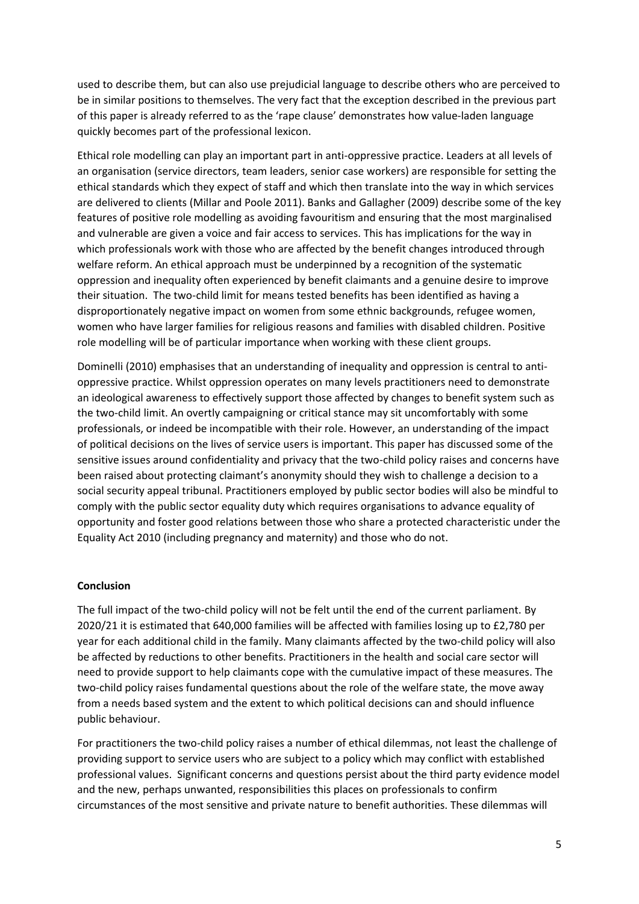used to describe them, but can also use prejudicial language to describe others who are perceived to be in similar positions to themselves. The very fact that the exception described in the previous part of this paper is already referred to as the 'rape clause' demonstrates how value-laden language quickly becomes part of the professional lexicon.

Ethical role modelling can play an important part in anti-oppressive practice. Leaders at all levels of an organisation (service directors, team leaders, senior case workers) are responsible for setting the ethical standards which they expect of staff and which then translate into the way in which services are delivered to clients (Millar and Poole 2011). Banks and Gallagher (2009) describe some of the key features of positive role modelling as avoiding favouritism and ensuring that the most marginalised and vulnerable are given a voice and fair access to services. This has implications for the way in which professionals work with those who are affected by the benefit changes introduced through welfare reform. An ethical approach must be underpinned by a recognition of the systematic oppression and inequality often experienced by benefit claimants and a genuine desire to improve their situation. The two-child limit for means tested benefits has been identified as having a disproportionately negative impact on women from some ethnic backgrounds, refugee women, women who have larger families for religious reasons and families with disabled children. Positive role modelling will be of particular importance when working with these client groups.

Dominelli (2010) emphasises that an understanding of inequality and oppression is central to anti-oppressive practice. Whilst oppression operates on many levels practitioners need to demonstrate an ideological awareness to effectively support those affected by changes to benefit system such as the two-child limit. An overtly campaigning or critical stance may sit uncomfortably with some professionals, or indeed be incompatible with their role. However, an understanding of the impact of political decisions on the lives of service users is important. This paper has discussed some of the sensitive issues around confidentiality and privacy that the two-child policy raises and concerns have been raised about protecting claimant's anonymity should they wish to challenge a decision to a social security appeal tribunal. Practitioners employed by public sector bodies will also be mindful to comply with the public sector equality duty which requires organisations to advance equality of opportunity and foster good relations between those who share a protected characteristic under the Equality Act 2010 (including pregnancy and maternity) and those who do not.

**Conclusion**

The full impact of the two-child policy will not be felt until the end of the current parliament. By 2020/21 it is estimated that 640,000 families will be affected with families losing up to £2,780 per year for each additional child in the family. Many claimants affected by the two-child policy will also be affected by reductions to other benefits. Practitioners in the health and social care sector will need to provide support to help claimants cope with the cumulative impact of these measures. The two-child policy raises fundamental questions about the role of the welfare state, the move away from a needs based system and the extent to which political decisions can and should influence public behaviour.

For practitioners the two-child policy raises a number of ethical dilemmas, not least the challenge of providing support to service users who are subject to a policy which may conflict with established professional values. Significant concerns and questions persist about the third party evidence model and the new, perhaps unwanted, responsibilities this places on professionals to confirm circumstances of the most sensitive and private nature to benefit authorities. These dilemmas will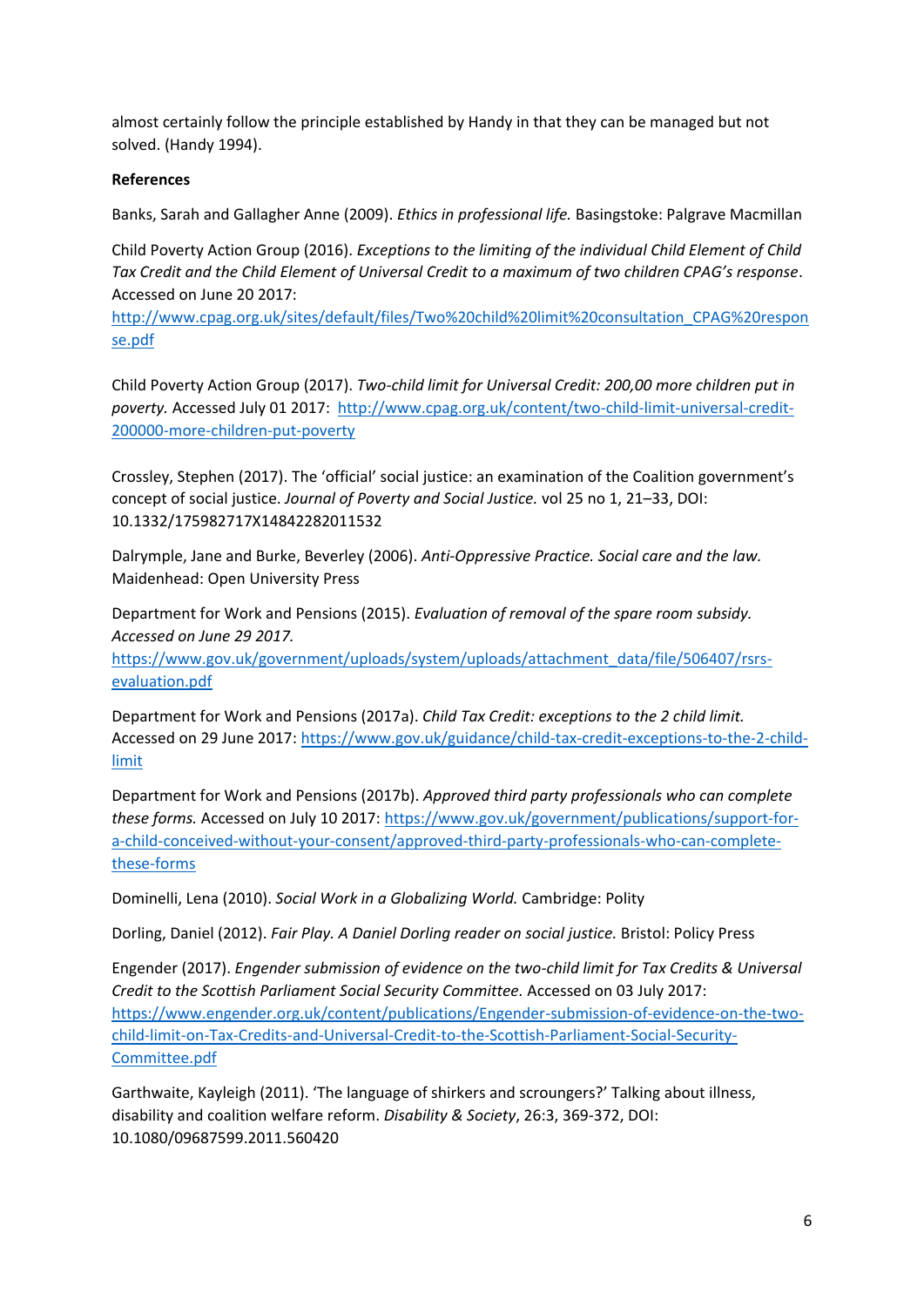almost certainly follow the principle established by Handy in that they can be managed but not solved. (Handy 1994).

**References**

Banks, Sarah and Gallagher Anne (2009). *Ethics in professional life.* Basingstoke: Palgrave Macmillan

Child Poverty Action Group (2016). *Exceptions to the limiting of the individual Child Element of Child Tax Credit and the Child Element of Universal Credit to a maximum of two children CPAG's response*. Accessed on June 20 2017: http://www.cpag.org.uk/sites/default/files/Two%20child%20limit%20consultation_CPAG%20response.pdf

Child Poverty Action Group (2017). *Two-child limit for Universal Credit: 200,00 more children put in poverty.* Accessed July 01 2017: http://www.cpag.org.uk/content/two-child-limit-universal-credit-200000-more-children-put-poverty

Crossley, Stephen (2017). The 'official' social justice: an examination of the Coalition government's concept of social justice. *Journal of Poverty and Social Justice.* vol 25 no 1, 21–33, DOI: 10.1332/175982717X14842282011532

Dalrymple, Jane and Burke, Beverley (2006). *Anti-Oppressive Practice. Social care and the law.* Maidenhead: Open University Press

Department for Work and Pensions (2015). *Evaluation of removal of the spare room subsidy. Accessed on June 29 2017.* https://www.gov.uk/government/uploads/system/uploads/attachment_data/file/506407/rsrs-evaluation.pdf

Department for Work and Pensions (2017a). *Child Tax Credit: exceptions to the 2 child limit.* Accessed on 29 June 2017: https://www.gov.uk/guidance/child-tax-credit-exceptions-to-the-2-child-limit

Department for Work and Pensions (2017b). *Approved third party professionals who can complete these forms.* Accessed on July 10 2017: https://www.gov.uk/government/publications/support-for-a-child-conceived-without-your-consent/approved-third-party-professionals-who-can-complete-these-forms

Dominelli, Lena (2010). *Social Work in a Globalizing World.* Cambridge: Polity

Dorling, Daniel (2012). *Fair Play. A Daniel Dorling reader on social justice.* Bristol: Policy Press

Engender (2017). *Engender submission of evidence on the two-child limit for Tax Credits & Universal Credit to the Scottish Parliament Social Security Committee.* Accessed on 03 July 2017: https://www.engender.org.uk/content/publications/Engender-submission-of-evidence-on-the-two-child-limit-on-Tax-Credits-and-Universal-Credit-to-the-Scottish-Parliament-Social-Security-Committee.pdf

Garthwaite, Kayleigh (2011). 'The language of shirkers and scroungers?' Talking about illness, disability and coalition welfare reform. *Disability & Society*, 26:3, 369-372, DOI: 10.1080/09687599.2011.560420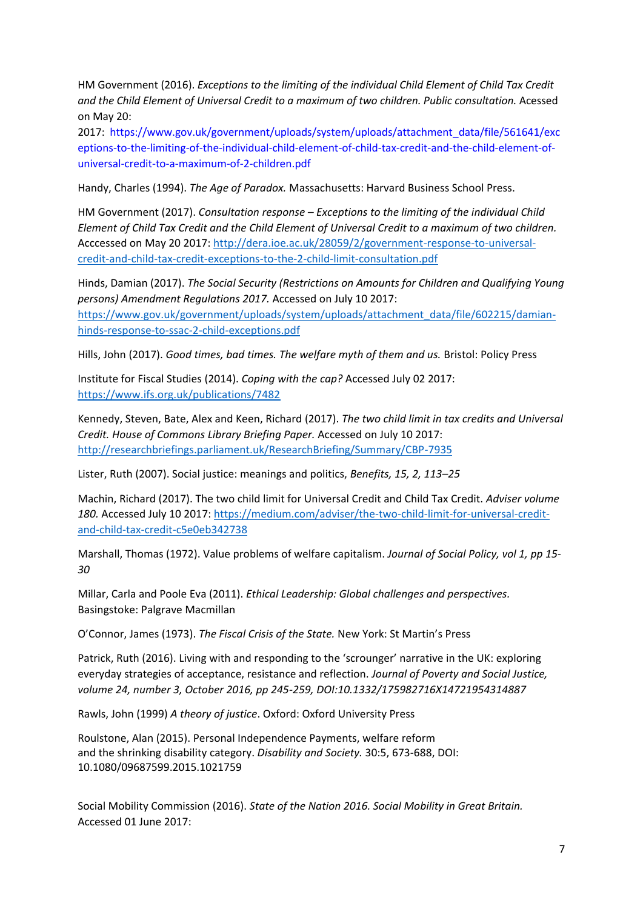HM Government (2016). *Exceptions to the limiting of the individual Child Element of Child Tax Credit and the Child Element of Universal Credit to a maximum of two children. Public consultation.* Acessed on May 20:
2017: https://www.gov.uk/government/uploads/system/uploads/attachment_data/file/561641/exceptions-to-the-limiting-of-the-individual-child-element-of-child-tax-credit-and-the-child-element-of-universal-credit-to-a-maximum-of-2-children.pdf

Handy, Charles (1994). *The Age of Paradox.* Massachusetts: Harvard Business School Press.

HM Government (2017). *Consultation response – Exceptions to the limiting of the individual Child Element of Child Tax Credit and the Child Element of Universal Credit to a maximum of two children.* Acccessed on May 20 2017: http://dera.ioe.ac.uk/28059/2/government-response-to-universal-credit-and-child-tax-credit-exceptions-to-the-2-child-limit-consultation.pdf

Hinds, Damian (2017). *The Social Security (Restrictions on Amounts for Children and Qualifying Young persons) Amendment Regulations 2017.* Accessed on July 10 2017: https://www.gov.uk/government/uploads/system/uploads/attachment_data/file/602215/damian-hinds-response-to-ssac-2-child-exceptions.pdf

Hills, John (2017). *Good times, bad times. The welfare myth of them and us.* Bristol: Policy Press

Institute for Fiscal Studies (2014). *Coping with the cap?* Accessed July 02 2017: https://www.ifs.org.uk/publications/7482

Kennedy, Steven, Bate, Alex and Keen, Richard (2017). *The two child limit in tax credits and Universal Credit. House of Commons Library Briefing Paper.* Accessed on July 10 2017: http://researchbriefings.parliament.uk/ResearchBriefing/Summary/CBP-7935

Lister, Ruth (2007). Social justice: meanings and politics, *Benefits, 15, 2, 113–25*

Machin, Richard (2017). The two child limit for Universal Credit and Child Tax Credit. *Adviser volume 180.* Accessed July 10 2017: https://medium.com/adviser/the-two-child-limit-for-universal-credit-and-child-tax-credit-c5e0eb342738

Marshall, Thomas (1972). Value problems of welfare capitalism. *Journal of Social Policy, vol 1, pp 15-30*

Millar, Carla and Poole Eva (2011). *Ethical Leadership: Global challenges and perspectives.* Basingstoke: Palgrave Macmillan

O'Connor, James (1973). *The Fiscal Crisis of the State.* New York: St Martin's Press

Patrick, Ruth (2016). Living with and responding to the 'scrounger' narrative in the UK: exploring everyday strategies of acceptance, resistance and reflection. *Journal of Poverty and Social Justice, volume 24, number 3, October 2016, pp 245-259, DOI:10.1332/175982716X14721954314887*

Rawls, John (1999) *A theory of justice*. Oxford: Oxford University Press

Roulstone, Alan (2015). Personal Independence Payments, welfare reform and the shrinking disability category. *Disability and Society.* 30:5, 673-688, DOI: 10.1080/09687599.2015.1021759

Social Mobility Commission (2016). *State of the Nation 2016. Social Mobility in Great Britain.* Accessed 01 June 2017: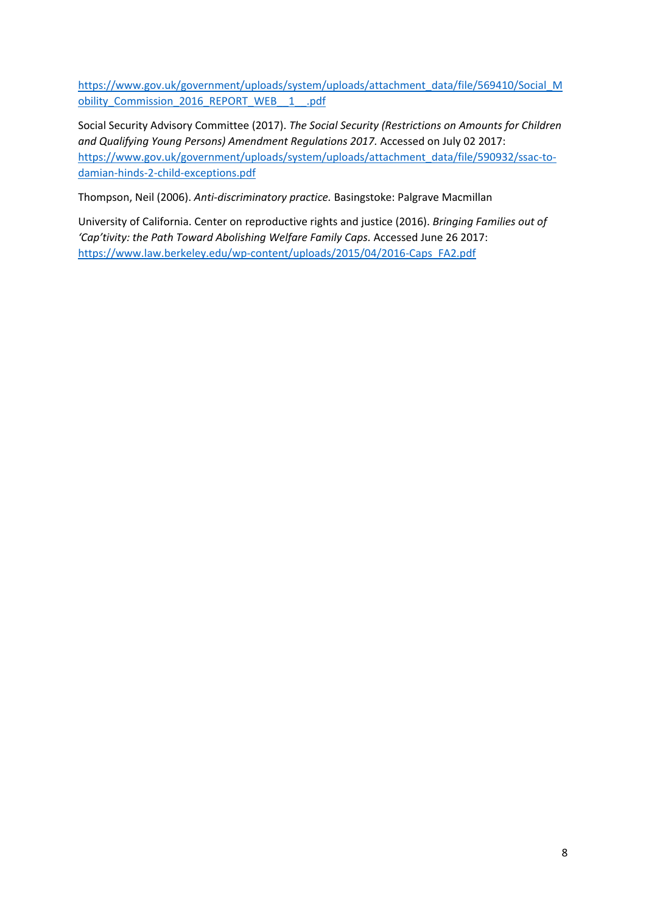https://www.gov.uk/government/uploads/system/uploads/attachment_data/file/569410/Social_Mobility_Commission_2016_REPORT_WEB__1__.pdf

Social Security Advisory Committee (2017). *The Social Security (Restrictions on Amounts for Children and Qualifying Young Persons) Amendment Regulations 2017.* Accessed on July 02 2017: https://www.gov.uk/government/uploads/system/uploads/attachment_data/file/590932/ssac-to-damian-hinds-2-child-exceptions.pdf

Thompson, Neil (2006). *Anti-discriminatory practice.* Basingstoke: Palgrave Macmillan

University of California. Center on reproductive rights and justice (2016). *Bringing Families out of 'Cap'tivity: the Path Toward Abolishing Welfare Family Caps.* Accessed June 26 2017: https://www.law.berkeley.edu/wp-content/uploads/2015/04/2016-Caps_FA2.pdf